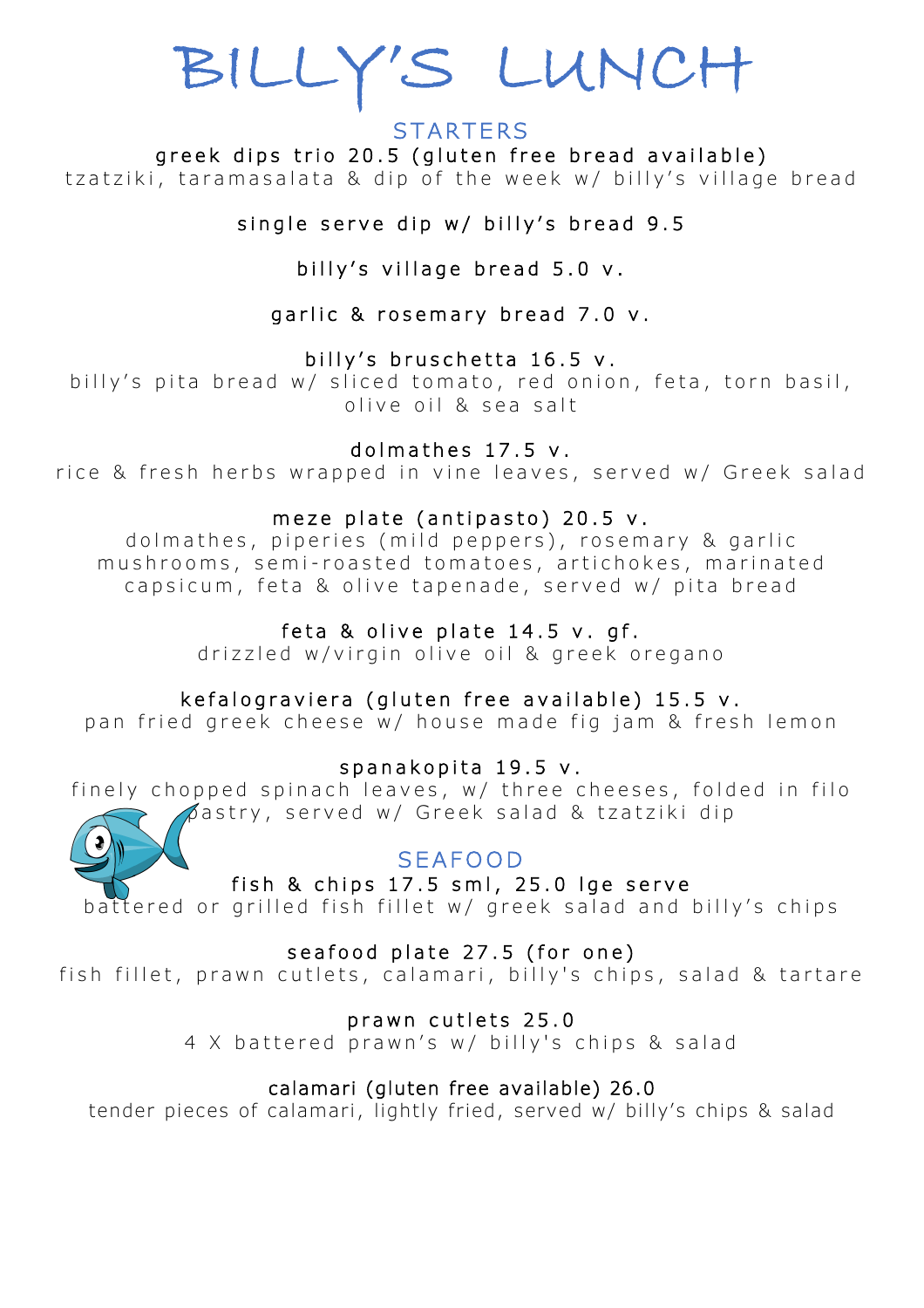# BILLY'S LUNCH

## STARTERS

**greek dips trio 20.5 (gluten free bread available)**
tzatziki, taramasalata & dip of the week w/ billy's village bread

**single serve dip w/ billy's bread 9.5**

**billy's village bread 5.0 v.**

**garlic & rosemary bread 7.0 v.**

**billy's bruschetta 16.5 v.**
billy's pita bread w/ sliced tomato, red onion, feta, torn basil, olive oil & sea salt

**dolmathes 17.5 v.**
rice & fresh herbs wrapped in vine leaves, served w/ Greek salad

**meze plate (antipasto) 20.5 v.**
dolmathes, piperies (mild peppers), rosemary & garlic mushrooms, semi-roasted tomatoes, artichokes, marinated capsicum, feta & olive tapenade, served w/ pita bread

**feta & olive plate 14.5 v. gf.**
drizzled w/virgin olive oil & greek oregano

**kefalograviera (gluten free available) 15.5 v.**
pan fried greek cheese w/ house made fig jam & fresh lemon

**spanakopita 19.5 v.**
finely chopped spinach leaves, w/ three cheeses, folded in filo pastry, served w/ Greek salad & tzatziki dip

## SEAFOOD

**fish & chips 17.5 sml, 25.0 lge serve**
battered or grilled fish fillet w/ greek salad and billy's chips

**seafood plate 27.5 (for one)**
fish fillet, prawn cutlets, calamari, billy's chips, salad & tartare

**prawn cutlets 25.0**
4 X battered prawn's w/ billy's chips & salad

**calamari (gluten free available) 26.0**
tender pieces of calamari, lightly fried, served w/ billy's chips & salad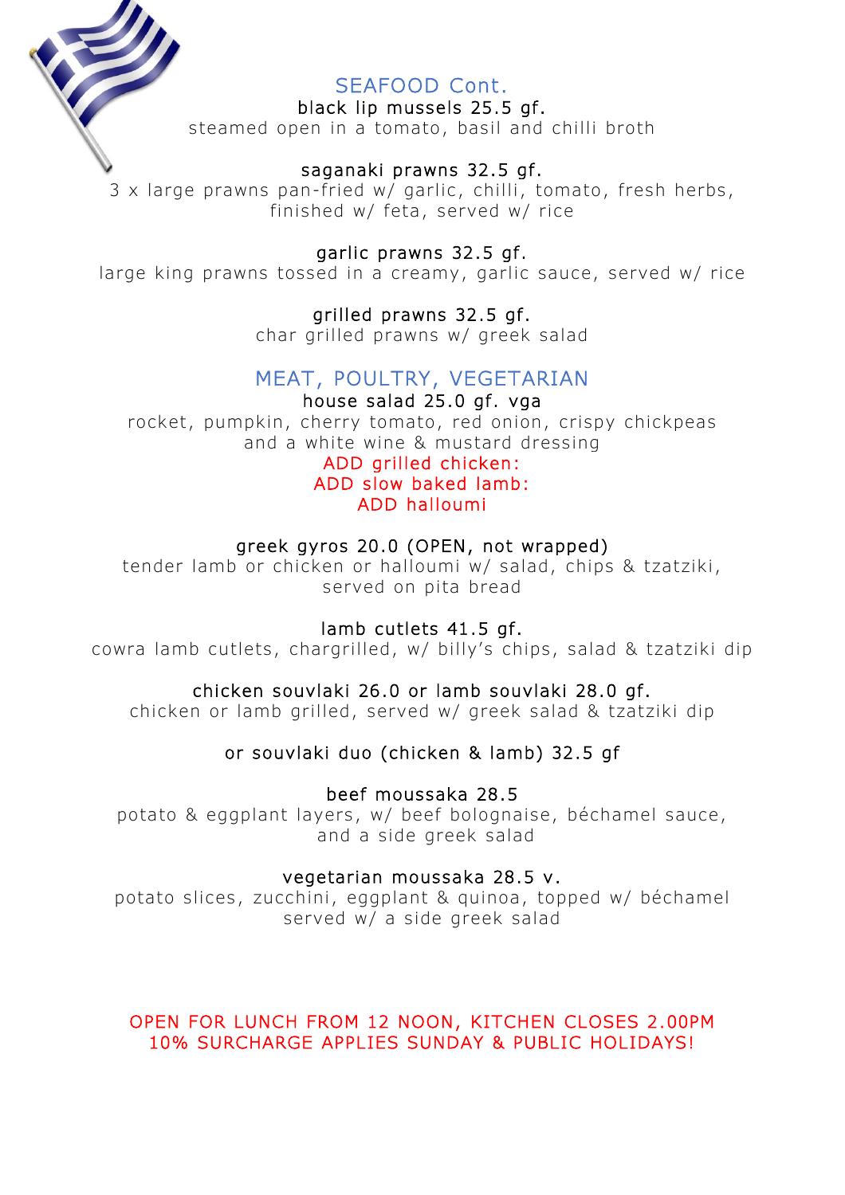## SEAFOOD Cont.

**black lip mussels 25.5 gf.**
steamed open in a tomato, basil and chilli broth

**saganaki prawns 32.5 gf.**
3 x large prawns pan-fried w/ garlic, chilli, tomato, fresh herbs, finished w/ feta, served w/ rice

**garlic prawns 32.5 gf.**
large king prawns tossed in a creamy, garlic sauce, served w/ rice

**grilled prawns 32.5 gf.**
char grilled prawns w/ greek salad

## MEAT, POULTRY, VEGETARIAN

**house salad 25.0 gf. vga**
rocket, pumpkin, cherry tomato, red onion, crispy chickpeas and a white wine & mustard dressing
ADD grilled chicken:
ADD slow baked lamb:
ADD halloumi

**greek gyros 20.0 (OPEN, not wrapped)**
tender lamb or chicken or halloumi w/ salad, chips & tzatziki, served on pita bread

**lamb cutlets 41.5 gf.**
cowra lamb cutlets, chargrilled, w/ billy's chips, salad & tzatziki dip

**chicken souvlaki 26.0 or lamb souvlaki 28.0 gf.**
chicken or lamb grilled, served w/ greek salad & tzatziki dip

**or souvlaki duo (chicken & lamb) 32.5 gf**

**beef moussaka 28.5**
potato & eggplant layers, w/ beef bolognaise, béchamel sauce, and a side greek salad

**vegetarian moussaka 28.5 v.**
potato slices, zucchini, eggplant & quinoa, topped w/ béchamel served w/ a side greek salad

OPEN FOR LUNCH FROM 12 NOON, KITCHEN CLOSES 2.00PM
10% SURCHARGE APPLIES SUNDAY & PUBLIC HOLIDAYS!